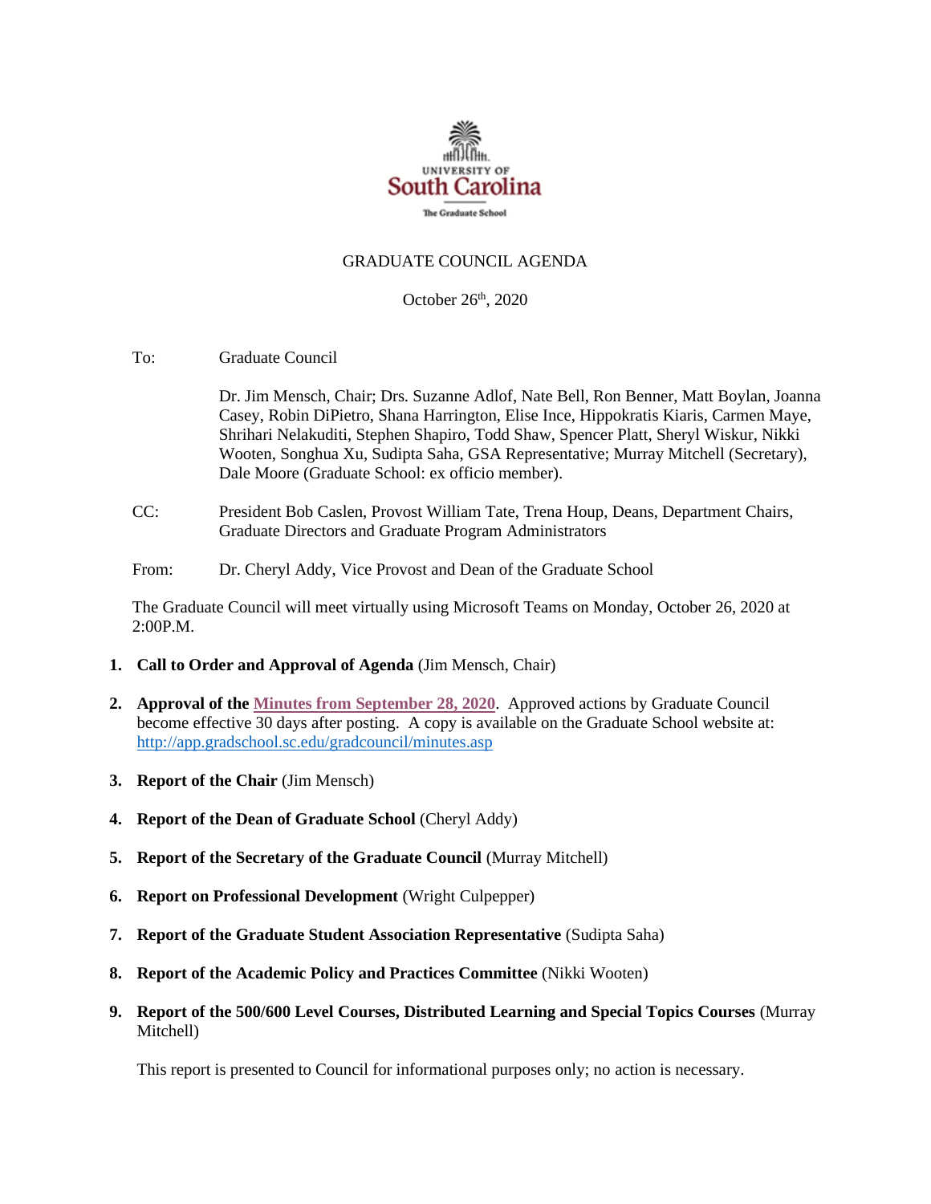UNIVERSITY OF
South Carolina
The Graduate School

GRADUATE COUNCIL AGENDA

October 26th, 2020

To: Graduate Council

Dr. Jim Mensch, Chair; Drs. Suzanne Adlof, Nate Bell, Ron Benner, Matt Boylan, Joanna Casey, Robin DiPietro, Shana Harrington, Elise Ince, Hippokratis Kiaris, Carmen Maye, Shrihari Nelakuditi, Stephen Shapiro, Todd Shaw, Spencer Platt, Sheryl Wiskur, Nikki Wooten, Songhua Xu, Sudipta Saha, GSA Representative; Murray Mitchell (Secretary), Dale Moore (Graduate School: ex officio member).

CC: President Bob Caslen, Provost William Tate, Trena Houp, Deans, Department Chairs, Graduate Directors and Graduate Program Administrators

From: Dr. Cheryl Addy, Vice Provost and Dean of the Graduate School

The Graduate Council will meet virtually using Microsoft Teams on Monday, October 26, 2020 at 2:00P.M.

1. **Call to Order and Approval of Agenda** (Jim Mensch, Chair)
2. **Approval of the Minutes from September 28, 2020**. Approved actions by Graduate Council become effective 30 days after posting. A copy is available on the Graduate School website at: http://app.gradschool.sc.edu/gradcouncil/minutes.asp
3. **Report of the Chair** (Jim Mensch)
4. **Report of the Dean of Graduate School** (Cheryl Addy)
5. **Report of the Secretary of the Graduate Council** (Murray Mitchell)
6. **Report on Professional Development** (Wright Culpepper)
7. **Report of the Graduate Student Association Representative** (Sudipta Saha)
8. **Report of the Academic Policy and Practices Committee** (Nikki Wooten)
9. **Report of the 500/600 Level Courses, Distributed Learning and Special Topics Courses** (Murray Mitchell)

   This report is presented to Council for informational purposes only; no action is necessary.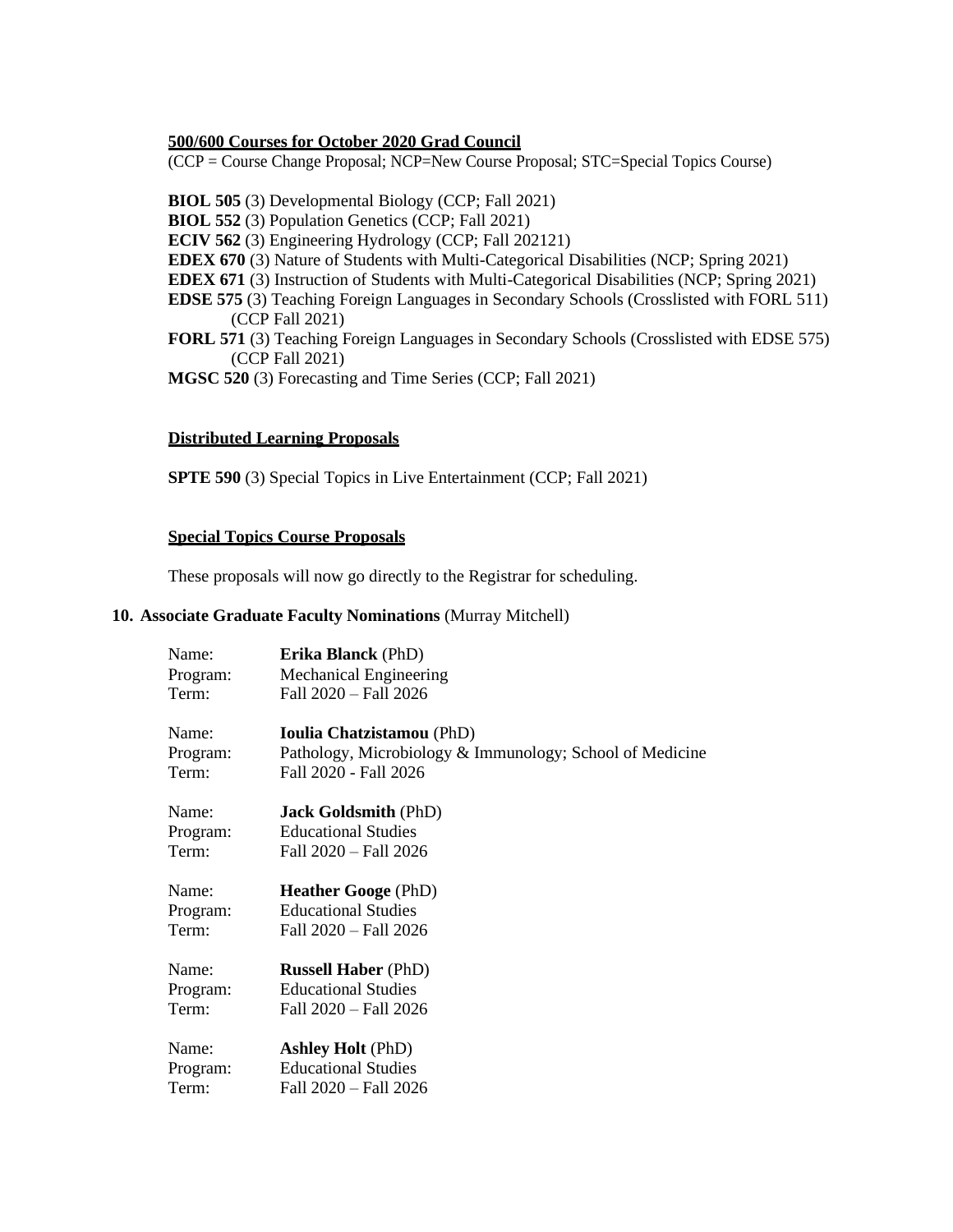**<u>500/600 Courses for October 2020 Grad Council</u>**

(CCP = Course Change Proposal; NCP=New Course Proposal; STC=Special Topics Course)

**BIOL 505** (3) Developmental Biology (CCP; Fall 2021)
**BIOL 552** (3) Population Genetics (CCP; Fall 2021)
**ECIV 562** (3) Engineering Hydrology (CCP; Fall 202121)
**EDEX 670** (3) Nature of Students with Multi-Categorical Disabilities (NCP; Spring 2021)
**EDEX 671** (3) Instruction of Students with Multi-Categorical Disabilities (NCP; Spring 2021)
**EDSE 575** (3) Teaching Foreign Languages in Secondary Schools (Crosslisted with FORL 511) (CCP Fall 2021)
**FORL 571** (3) Teaching Foreign Languages in Secondary Schools (Crosslisted with EDSE 575) (CCP Fall 2021)
**MGSC 520** (3) Forecasting and Time Series (CCP; Fall 2021)

**<u>Distributed Learning Proposals</u>**

**SPTE 590** (3) Special Topics in Live Entertainment (CCP; Fall 2021)

**<u>Special Topics Course Proposals</u>**

These proposals will now go directly to the Registrar for scheduling.

**10. Associate Graduate Faculty Nominations** (Murray Mitchell)

Name: **Erika Blanck** (PhD)
Program: Mechanical Engineering
Term: Fall 2020 – Fall 2026

Name: **Ioulia Chatzistamou** (PhD)
Program: Pathology, Microbiology & Immunology; School of Medicine
Term: Fall 2020 - Fall 2026

Name: **Jack Goldsmith** (PhD)
Program: Educational Studies
Term: Fall 2020 – Fall 2026

Name: **Heather Googe** (PhD)
Program: Educational Studies
Term: Fall 2020 – Fall 2026

Name: **Russell Haber** (PhD)
Program: Educational Studies
Term: Fall 2020 – Fall 2026

Name: **Ashley Holt** (PhD)
Program: Educational Studies
Term: Fall 2020 – Fall 2026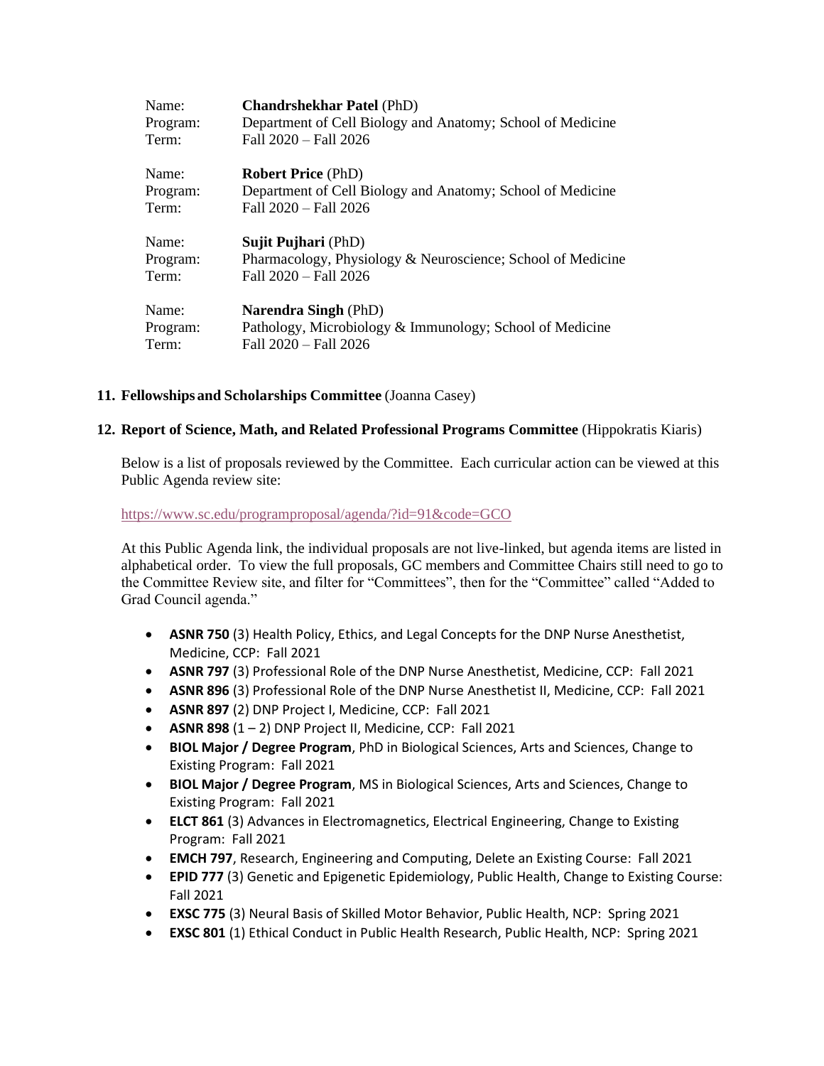Name: **Chandrshekhar Patel** (PhD)
Program: Department of Cell Biology and Anatomy; School of Medicine
Term: Fall 2020 – Fall 2026

Name: **Robert Price** (PhD)
Program: Department of Cell Biology and Anatomy; School of Medicine
Term: Fall 2020 – Fall 2026

Name: **Sujit Pujhari** (PhD)
Program: Pharmacology, Physiology & Neuroscience; School of Medicine
Term: Fall 2020 – Fall 2026

Name: **Narendra Singh** (PhD)
Program: Pathology, Microbiology & Immunology; School of Medicine
Term: Fall 2020 – Fall 2026

**11. Fellowships and Scholarships Committee** (Joanna Casey)

**12. Report of Science, Math, and Related Professional Programs Committee** (Hippokratis Kiaris)

Below is a list of proposals reviewed by the Committee. Each curricular action can be viewed at this Public Agenda review site:

https://www.sc.edu/programproposal/agenda/?id=91&code=GCO

At this Public Agenda link, the individual proposals are not live-linked, but agenda items are listed in alphabetical order. To view the full proposals, GC members and Committee Chairs still need to go to the Committee Review site, and filter for "Committees", then for the "Committee" called "Added to Grad Council agenda."

- **ASNR 750** (3) Health Policy, Ethics, and Legal Concepts for the DNP Nurse Anesthetist, Medicine, CCP: Fall 2021
- **ASNR 797** (3) Professional Role of the DNP Nurse Anesthetist, Medicine, CCP: Fall 2021
- **ASNR 896** (3) Professional Role of the DNP Nurse Anesthetist II, Medicine, CCP: Fall 2021
- **ASNR 897** (2) DNP Project I, Medicine, CCP: Fall 2021
- **ASNR 898** (1 – 2) DNP Project II, Medicine, CCP: Fall 2021
- **BIOL Major / Degree Program**, PhD in Biological Sciences, Arts and Sciences, Change to Existing Program: Fall 2021
- **BIOL Major / Degree Program**, MS in Biological Sciences, Arts and Sciences, Change to Existing Program: Fall 2021
- **ELCT 861** (3) Advances in Electromagnetics, Electrical Engineering, Change to Existing Program: Fall 2021
- **EMCH 797**, Research, Engineering and Computing, Delete an Existing Course: Fall 2021
- **EPID 777** (3) Genetic and Epigenetic Epidemiology, Public Health, Change to Existing Course: Fall 2021
- **EXSC 775** (3) Neural Basis of Skilled Motor Behavior, Public Health, NCP: Spring 2021
- **EXSC 801** (1) Ethical Conduct in Public Health Research, Public Health, NCP: Spring 2021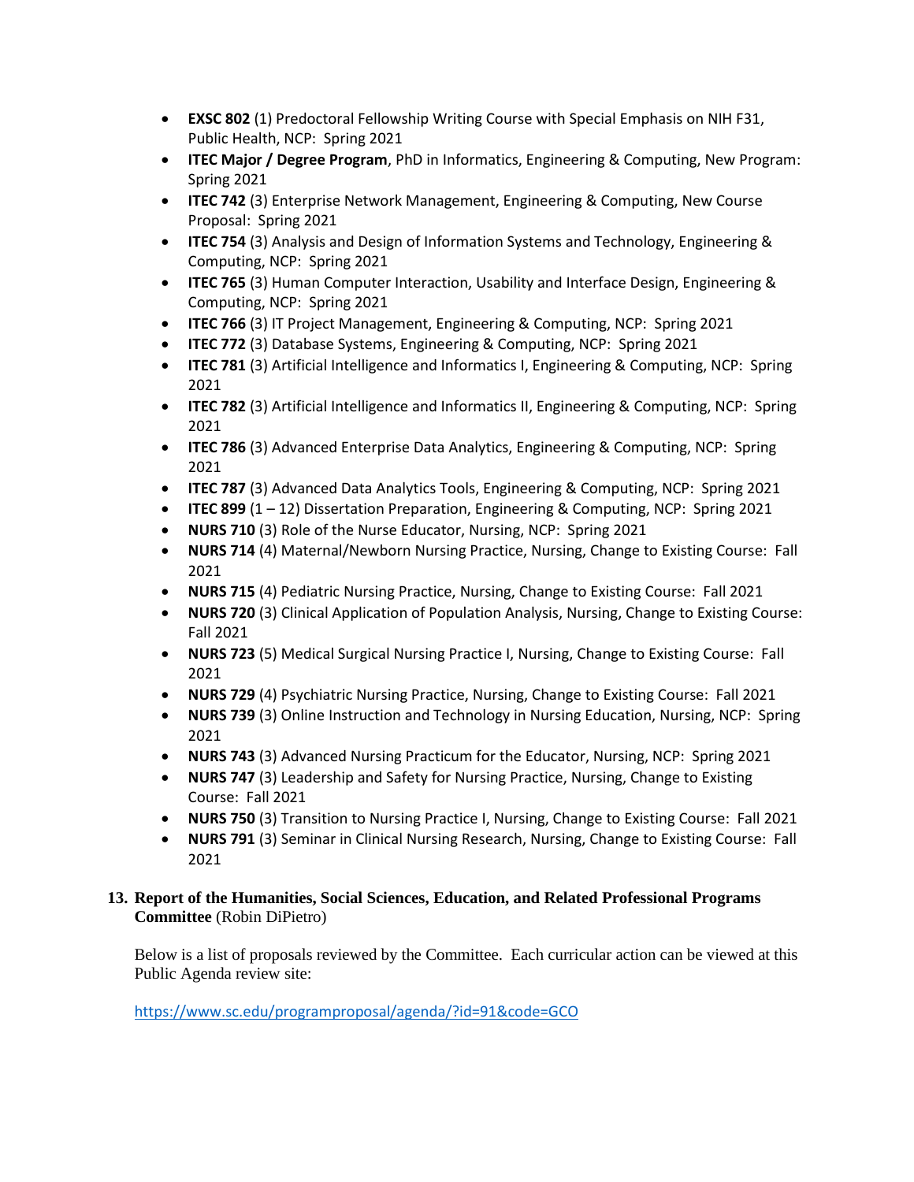- **EXSC 802** (1) Predoctoral Fellowship Writing Course with Special Emphasis on NIH F31, Public Health, NCP: Spring 2021
- **ITEC Major / Degree Program**, PhD in Informatics, Engineering & Computing, New Program: Spring 2021
- **ITEC 742** (3) Enterprise Network Management, Engineering & Computing, New Course Proposal: Spring 2021
- **ITEC 754** (3) Analysis and Design of Information Systems and Technology, Engineering & Computing, NCP: Spring 2021
- **ITEC 765** (3) Human Computer Interaction, Usability and Interface Design, Engineering & Computing, NCP: Spring 2021
- **ITEC 766** (3) IT Project Management, Engineering & Computing, NCP: Spring 2021
- **ITEC 772** (3) Database Systems, Engineering & Computing, NCP: Spring 2021
- **ITEC 781** (3) Artificial Intelligence and Informatics I, Engineering & Computing, NCP: Spring 2021
- **ITEC 782** (3) Artificial Intelligence and Informatics II, Engineering & Computing, NCP: Spring 2021
- **ITEC 786** (3) Advanced Enterprise Data Analytics, Engineering & Computing, NCP: Spring 2021
- **ITEC 787** (3) Advanced Data Analytics Tools, Engineering & Computing, NCP: Spring 2021
- **ITEC 899** (1 – 12) Dissertation Preparation, Engineering & Computing, NCP: Spring 2021
- **NURS 710** (3) Role of the Nurse Educator, Nursing, NCP: Spring 2021
- **NURS 714** (4) Maternal/Newborn Nursing Practice, Nursing, Change to Existing Course: Fall 2021
- **NURS 715** (4) Pediatric Nursing Practice, Nursing, Change to Existing Course: Fall 2021
- **NURS 720** (3) Clinical Application of Population Analysis, Nursing, Change to Existing Course: Fall 2021
- **NURS 723** (5) Medical Surgical Nursing Practice I, Nursing, Change to Existing Course: Fall 2021
- **NURS 729** (4) Psychiatric Nursing Practice, Nursing, Change to Existing Course: Fall 2021
- **NURS 739** (3) Online Instruction and Technology in Nursing Education, Nursing, NCP: Spring 2021
- **NURS 743** (3) Advanced Nursing Practicum for the Educator, Nursing, NCP: Spring 2021
- **NURS 747** (3) Leadership and Safety for Nursing Practice, Nursing, Change to Existing Course: Fall 2021
- **NURS 750** (3) Transition to Nursing Practice I, Nursing, Change to Existing Course: Fall 2021
- **NURS 791** (3) Seminar in Clinical Nursing Research, Nursing, Change to Existing Course: Fall 2021

**13. Report of the Humanities, Social Sciences, Education, and Related Professional Programs Committee** (Robin DiPietro)

Below is a list of proposals reviewed by the Committee. Each curricular action can be viewed at this Public Agenda review site:

https://www.sc.edu/programproposal/agenda/?id=91&code=GCO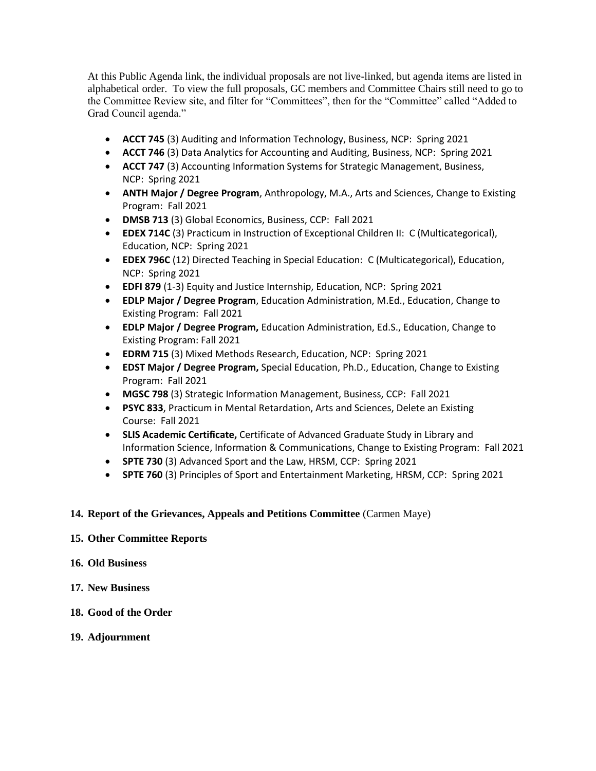At this Public Agenda link, the individual proposals are not live-linked, but agenda items are listed in alphabetical order. To view the full proposals, GC members and Committee Chairs still need to go to the Committee Review site, and filter for "Committees", then for the "Committee" called "Added to Grad Council agenda."

- **ACCT 745** (3) Auditing and Information Technology, Business, NCP: Spring 2021
- **ACCT 746** (3) Data Analytics for Accounting and Auditing, Business, NCP: Spring 2021
- **ACCT 747** (3) Accounting Information Systems for Strategic Management, Business, NCP: Spring 2021
- **ANTH Major / Degree Program**, Anthropology, M.A., Arts and Sciences, Change to Existing Program: Fall 2021
- **DMSB 713** (3) Global Economics, Business, CCP: Fall 2021
- **EDEX 714C** (3) Practicum in Instruction of Exceptional Children II: C (Multicategorical), Education, NCP: Spring 2021
- **EDEX 796C** (12) Directed Teaching in Special Education: C (Multicategorical), Education, NCP: Spring 2021
- **EDFI 879** (1-3) Equity and Justice Internship, Education, NCP: Spring 2021
- **EDLP Major / Degree Program**, Education Administration, M.Ed., Education, Change to Existing Program: Fall 2021
- **EDLP Major / Degree Program,** Education Administration, Ed.S., Education, Change to Existing Program: Fall 2021
- **EDRM 715** (3) Mixed Methods Research, Education, NCP: Spring 2021
- **EDST Major / Degree Program,** Special Education, Ph.D., Education, Change to Existing Program: Fall 2021
- **MGSC 798** (3) Strategic Information Management, Business, CCP: Fall 2021
- **PSYC 833**, Practicum in Mental Retardation, Arts and Sciences, Delete an Existing Course: Fall 2021
- **SLIS Academic Certificate,** Certificate of Advanced Graduate Study in Library and Information Science, Information & Communications, Change to Existing Program: Fall 2021
- **SPTE 730** (3) Advanced Sport and the Law, HRSM, CCP: Spring 2021
- **SPTE 760** (3) Principles of Sport and Entertainment Marketing, HRSM, CCP: Spring 2021

**14. Report of the Grievances, Appeals and Petitions Committee** (Carmen Maye)

**15. Other Committee Reports**

**16. Old Business**

**17. New Business**

**18. Good of the Order**

**19. Adjournment**